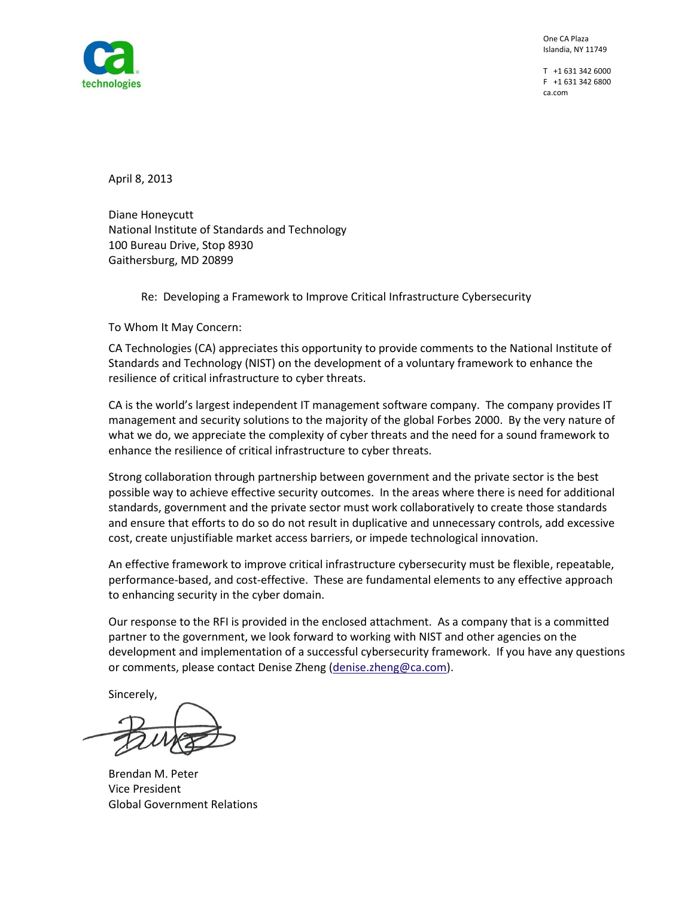ca technologies

One CA Plaza
Islandia, NY 11749

T +1 631 342 6000
F +1 631 342 6800
ca.com

April 8, 2013

Diane Honeycutt
National Institute of Standards and Technology
100 Bureau Drive, Stop 8930
Gaithersburg, MD 20899

Re: Developing a Framework to Improve Critical Infrastructure Cybersecurity

To Whom It May Concern:

CA Technologies (CA) appreciates this opportunity to provide comments to the National Institute of Standards and Technology (NIST) on the development of a voluntary framework to enhance the resilience of critical infrastructure to cyber threats.

CA is the world's largest independent IT management software company. The company provides IT management and security solutions to the majority of the global Forbes 2000. By the very nature of what we do, we appreciate the complexity of cyber threats and the need for a sound framework to enhance the resilience of critical infrastructure to cyber threats.

Strong collaboration through partnership between government and the private sector is the best possible way to achieve effective security outcomes. In the areas where there is need for additional standards, government and the private sector must work collaboratively to create those standards and ensure that efforts to do so do not result in duplicative and unnecessary controls, add excessive cost, create unjustifiable market access barriers, or impede technological innovation.

An effective framework to improve critical infrastructure cybersecurity must be flexible, repeatable, performance-based, and cost-effective. These are fundamental elements to any effective approach to enhancing security in the cyber domain.

Our response to the RFI is provided in the enclosed attachment. As a company that is a committed partner to the government, we look forward to working with NIST and other agencies on the development and implementation of a successful cybersecurity framework. If you have any questions or comments, please contact Denise Zheng (denise.zheng@ca.com).

Sincerely,

Brendan M. Peter
Vice President
Global Government Relations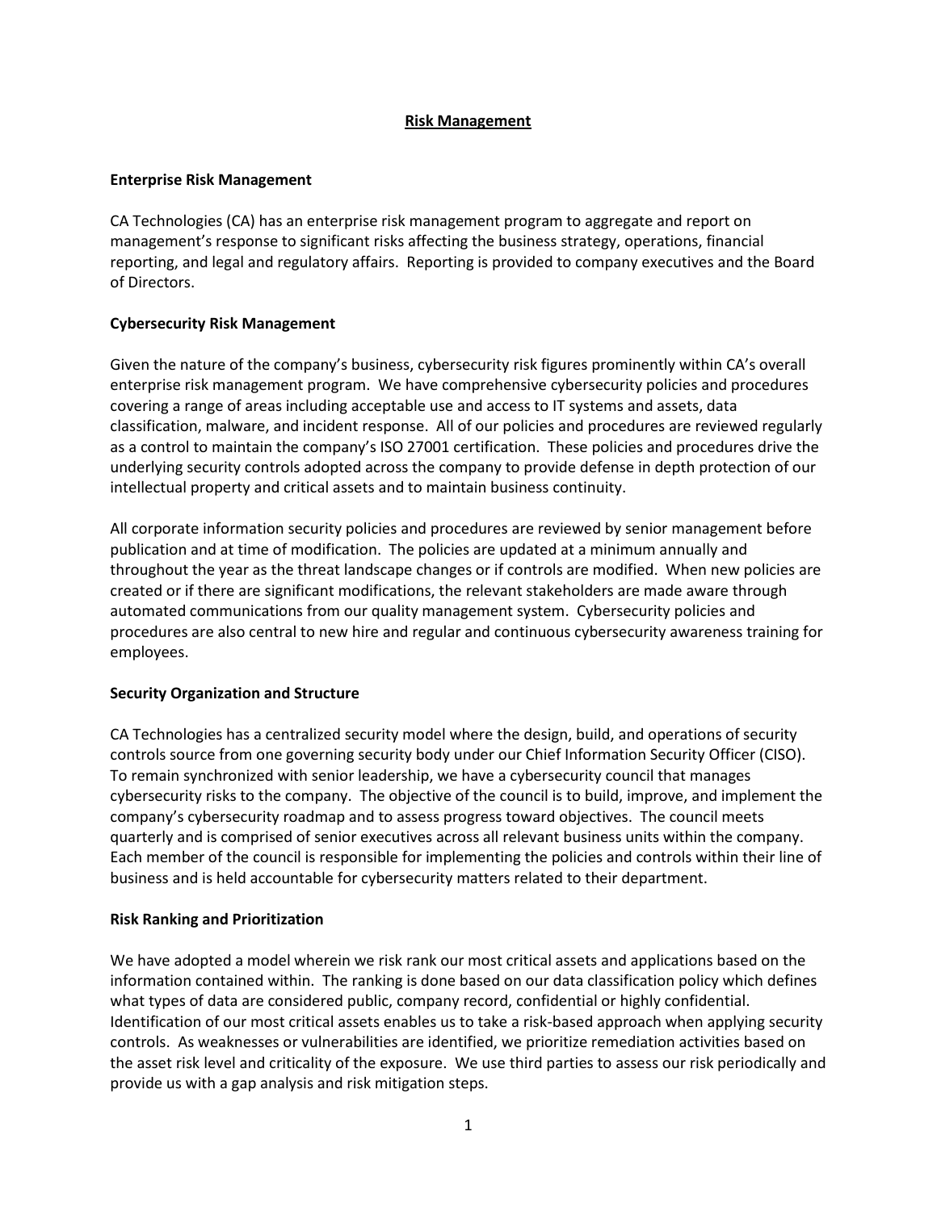# Risk Management

## Enterprise Risk Management

CA Technologies (CA) has an enterprise risk management program to aggregate and report on management's response to significant risks affecting the business strategy, operations, financial reporting, and legal and regulatory affairs. Reporting is provided to company executives and the Board of Directors.

## Cybersecurity Risk Management

Given the nature of the company's business, cybersecurity risk figures prominently within CA's overall enterprise risk management program. We have comprehensive cybersecurity policies and procedures covering a range of areas including acceptable use and access to IT systems and assets, data classification, malware, and incident response. All of our policies and procedures are reviewed regularly as a control to maintain the company's ISO 27001 certification. These policies and procedures drive the underlying security controls adopted across the company to provide defense in depth protection of our intellectual property and critical assets and to maintain business continuity.

All corporate information security policies and procedures are reviewed by senior management before publication and at time of modification. The policies are updated at a minimum annually and throughout the year as the threat landscape changes or if controls are modified. When new policies are created or if there are significant modifications, the relevant stakeholders are made aware through automated communications from our quality management system. Cybersecurity policies and procedures are also central to new hire and regular and continuous cybersecurity awareness training for employees.

## Security Organization and Structure

CA Technologies has a centralized security model where the design, build, and operations of security controls source from one governing security body under our Chief Information Security Officer (CISO). To remain synchronized with senior leadership, we have a cybersecurity council that manages cybersecurity risks to the company. The objective of the council is to build, improve, and implement the company's cybersecurity roadmap and to assess progress toward objectives. The council meets quarterly and is comprised of senior executives across all relevant business units within the company. Each member of the council is responsible for implementing the policies and controls within their line of business and is held accountable for cybersecurity matters related to their department.

## Risk Ranking and Prioritization

We have adopted a model wherein we risk rank our most critical assets and applications based on the information contained within. The ranking is done based on our data classification policy which defines what types of data are considered public, company record, confidential or highly confidential. Identification of our most critical assets enables us to take a risk-based approach when applying security controls. As weaknesses or vulnerabilities are identified, we prioritize remediation activities based on the asset risk level and criticality of the exposure. We use third parties to assess our risk periodically and provide us with a gap analysis and risk mitigation steps.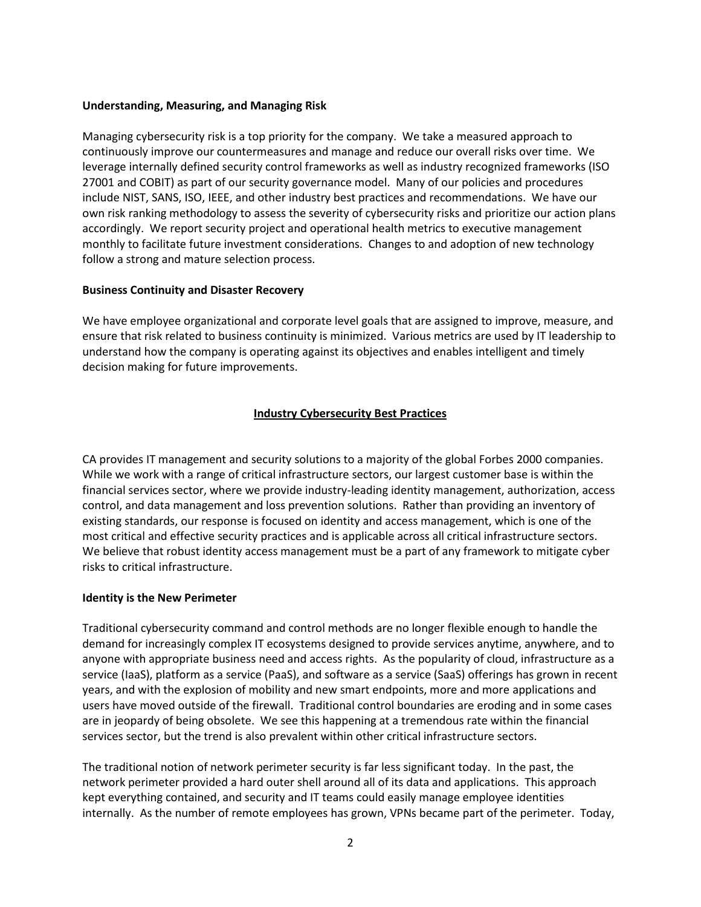**Understanding, Measuring, and Managing Risk**

Managing cybersecurity risk is a top priority for the company. We take a measured approach to continuously improve our countermeasures and manage and reduce our overall risks over time. We leverage internally defined security control frameworks as well as industry recognized frameworks (ISO 27001 and COBIT) as part of our security governance model. Many of our policies and procedures include NIST, SANS, ISO, IEEE, and other industry best practices and recommendations. We have our own risk ranking methodology to assess the severity of cybersecurity risks and prioritize our action plans accordingly. We report security project and operational health metrics to executive management monthly to facilitate future investment considerations. Changes to and adoption of new technology follow a strong and mature selection process.

**Business Continuity and Disaster Recovery**

We have employee organizational and corporate level goals that are assigned to improve, measure, and ensure that risk related to business continuity is minimized. Various metrics are used by IT leadership to understand how the company is operating against its objectives and enables intelligent and timely decision making for future improvements.

## Industry Cybersecurity Best Practices

CA provides IT management and security solutions to a majority of the global Forbes 2000 companies. While we work with a range of critical infrastructure sectors, our largest customer base is within the financial services sector, where we provide industry-leading identity management, authorization, access control, and data management and loss prevention solutions. Rather than providing an inventory of existing standards, our response is focused on identity and access management, which is one of the most critical and effective security practices and is applicable across all critical infrastructure sectors. We believe that robust identity access management must be a part of any framework to mitigate cyber risks to critical infrastructure.

**Identity is the New Perimeter**

Traditional cybersecurity command and control methods are no longer flexible enough to handle the demand for increasingly complex IT ecosystems designed to provide services anytime, anywhere, and to anyone with appropriate business need and access rights. As the popularity of cloud, infrastructure as a service (IaaS), platform as a service (PaaS), and software as a service (SaaS) offerings has grown in recent years, and with the explosion of mobility and new smart endpoints, more and more applications and users have moved outside of the firewall. Traditional control boundaries are eroding and in some cases are in jeopardy of being obsolete. We see this happening at a tremendous rate within the financial services sector, but the trend is also prevalent within other critical infrastructure sectors.

The traditional notion of network perimeter security is far less significant today. In the past, the network perimeter provided a hard outer shell around all of its data and applications. This approach kept everything contained, and security and IT teams could easily manage employee identities internally. As the number of remote employees has grown, VPNs became part of the perimeter. Today,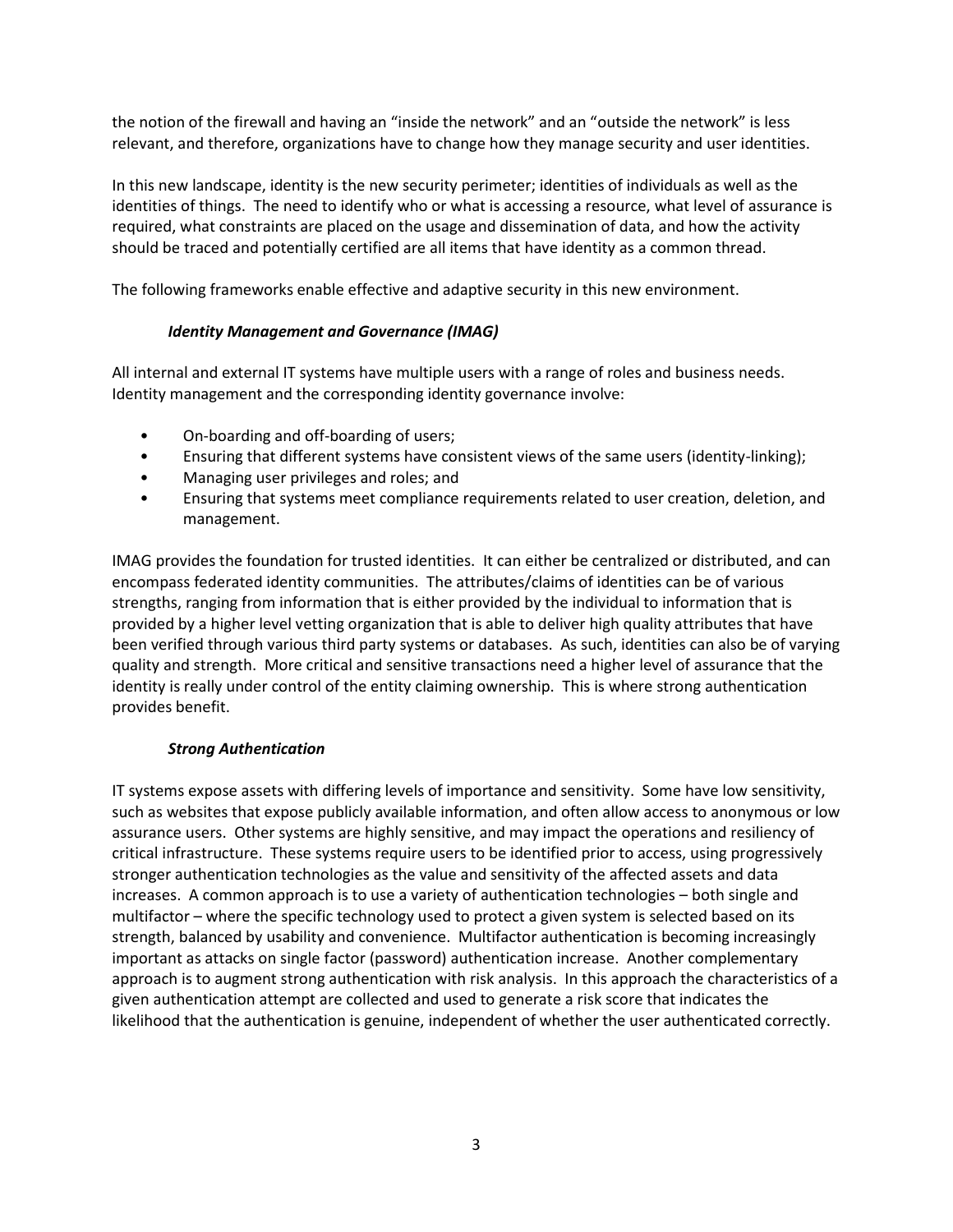the notion of the firewall and having an "inside the network" and an "outside the network" is less relevant, and therefore, organizations have to change how they manage security and user identities.

In this new landscape, identity is the new security perimeter; identities of individuals as well as the identities of things. The need to identify who or what is accessing a resource, what level of assurance is required, what constraints are placed on the usage and dissemination of data, and how the activity should be traced and potentially certified are all items that have identity as a common thread.

The following frameworks enable effective and adaptive security in this new environment.

### *Identity Management and Governance (IMAG)*

All internal and external IT systems have multiple users with a range of roles and business needs. Identity management and the corresponding identity governance involve:

- On-boarding and off-boarding of users;
- Ensuring that different systems have consistent views of the same users (identity-linking);
- Managing user privileges and roles; and
- Ensuring that systems meet compliance requirements related to user creation, deletion, and management.

IMAG provides the foundation for trusted identities. It can either be centralized or distributed, and can encompass federated identity communities. The attributes/claims of identities can be of various strengths, ranging from information that is either provided by the individual to information that is provided by a higher level vetting organization that is able to deliver high quality attributes that have been verified through various third party systems or databases. As such, identities can also be of varying quality and strength. More critical and sensitive transactions need a higher level of assurance that the identity is really under control of the entity claiming ownership. This is where strong authentication provides benefit.

### *Strong Authentication*

IT systems expose assets with differing levels of importance and sensitivity. Some have low sensitivity, such as websites that expose publicly available information, and often allow access to anonymous or low assurance users. Other systems are highly sensitive, and may impact the operations and resiliency of critical infrastructure. These systems require users to be identified prior to access, using progressively stronger authentication technologies as the value and sensitivity of the affected assets and data increases. A common approach is to use a variety of authentication technologies – both single and multifactor – where the specific technology used to protect a given system is selected based on its strength, balanced by usability and convenience. Multifactor authentication is becoming increasingly important as attacks on single factor (password) authentication increase. Another complementary approach is to augment strong authentication with risk analysis. In this approach the characteristics of a given authentication attempt are collected and used to generate a risk score that indicates the likelihood that the authentication is genuine, independent of whether the user authenticated correctly.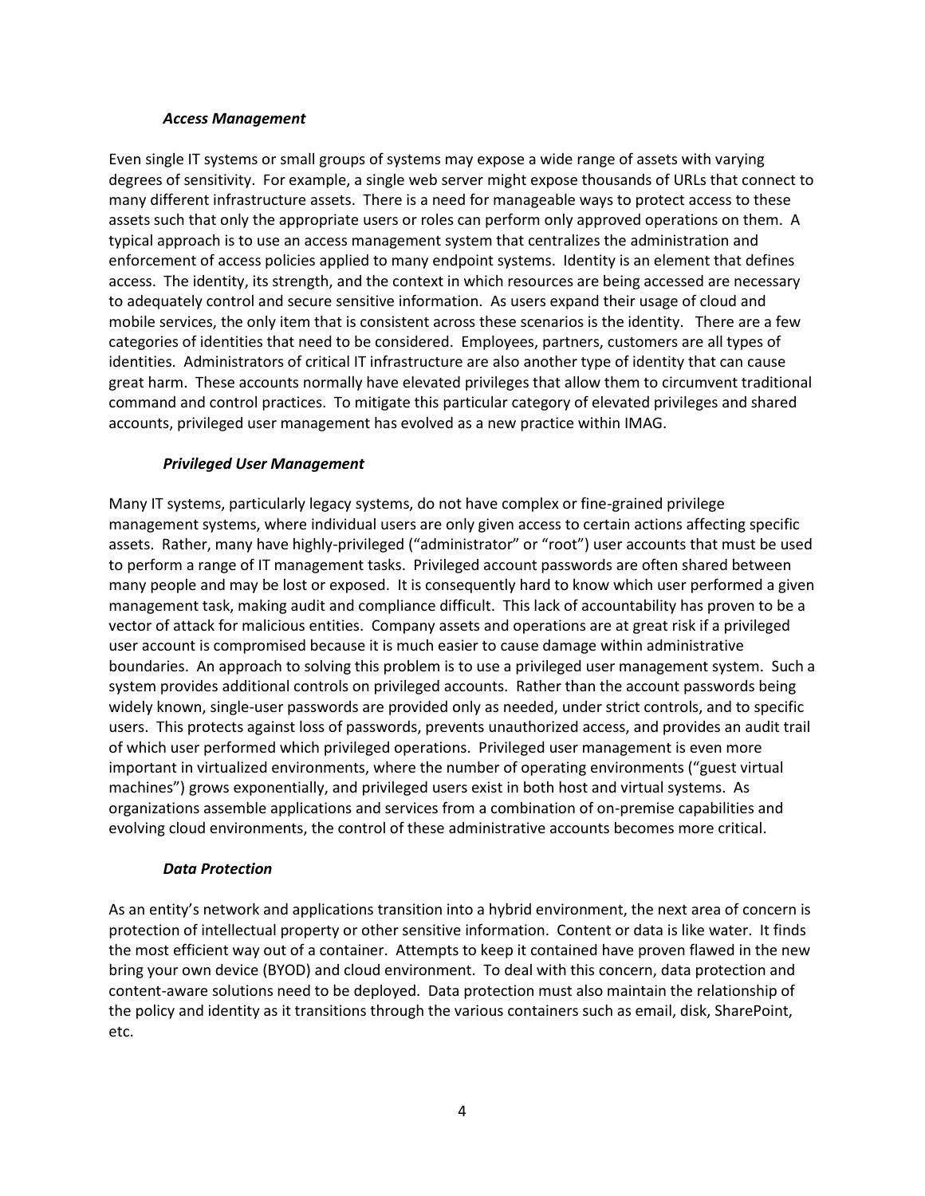### *Access Management*

Even single IT systems or small groups of systems may expose a wide range of assets with varying degrees of sensitivity. For example, a single web server might expose thousands of URLs that connect to many different infrastructure assets. There is a need for manageable ways to protect access to these assets such that only the appropriate users or roles can perform only approved operations on them. A typical approach is to use an access management system that centralizes the administration and enforcement of access policies applied to many endpoint systems. Identity is an element that defines access. The identity, its strength, and the context in which resources are being accessed are necessary to adequately control and secure sensitive information. As users expand their usage of cloud and mobile services, the only item that is consistent across these scenarios is the identity. There are a few categories of identities that need to be considered. Employees, partners, customers are all types of identities. Administrators of critical IT infrastructure are also another type of identity that can cause great harm. These accounts normally have elevated privileges that allow them to circumvent traditional command and control practices. To mitigate this particular category of elevated privileges and shared accounts, privileged user management has evolved as a new practice within IMAG.

### *Privileged User Management*

Many IT systems, particularly legacy systems, do not have complex or fine-grained privilege management systems, where individual users are only given access to certain actions affecting specific assets. Rather, many have highly-privileged ("administrator" or "root") user accounts that must be used to perform a range of IT management tasks. Privileged account passwords are often shared between many people and may be lost or exposed. It is consequently hard to know which user performed a given management task, making audit and compliance difficult. This lack of accountability has proven to be a vector of attack for malicious entities. Company assets and operations are at great risk if a privileged user account is compromised because it is much easier to cause damage within administrative boundaries. An approach to solving this problem is to use a privileged user management system. Such a system provides additional controls on privileged accounts. Rather than the account passwords being widely known, single-user passwords are provided only as needed, under strict controls, and to specific users. This protects against loss of passwords, prevents unauthorized access, and provides an audit trail of which user performed which privileged operations. Privileged user management is even more important in virtualized environments, where the number of operating environments ("guest virtual machines") grows exponentially, and privileged users exist in both host and virtual systems. As organizations assemble applications and services from a combination of on-premise capabilities and evolving cloud environments, the control of these administrative accounts becomes more critical.

### *Data Protection*

As an entity's network and applications transition into a hybrid environment, the next area of concern is protection of intellectual property or other sensitive information. Content or data is like water. It finds the most efficient way out of a container. Attempts to keep it contained have proven flawed in the new bring your own device (BYOD) and cloud environment. To deal with this concern, data protection and content-aware solutions need to be deployed. Data protection must also maintain the relationship of the policy and identity as it transitions through the various containers such as email, disk, SharePoint, etc.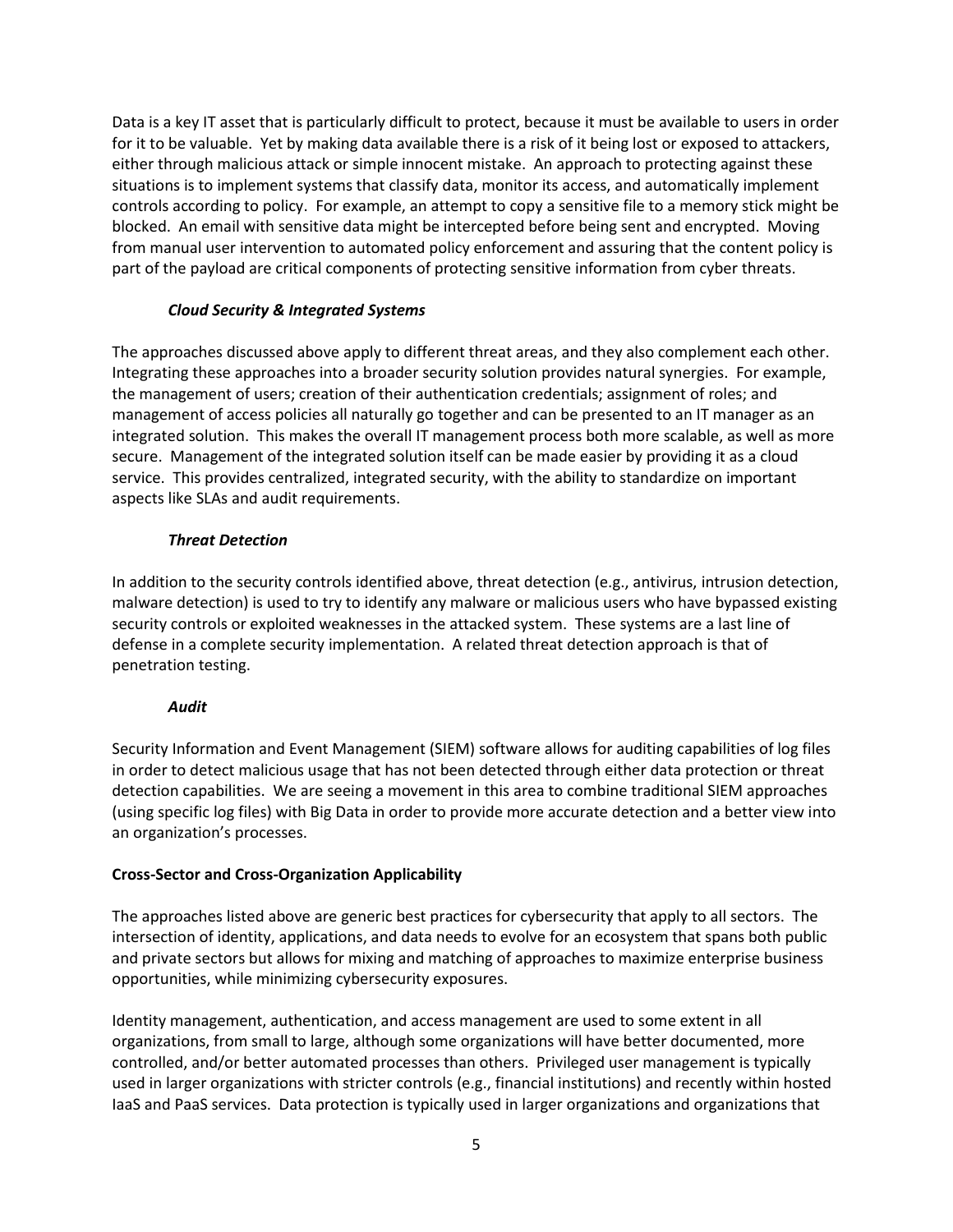Data is a key IT asset that is particularly difficult to protect, because it must be available to users in order for it to be valuable. Yet by making data available there is a risk of it being lost or exposed to attackers, either through malicious attack or simple innocent mistake. An approach to protecting against these situations is to implement systems that classify data, monitor its access, and automatically implement controls according to policy. For example, an attempt to copy a sensitive file to a memory stick might be blocked. An email with sensitive data might be intercepted before being sent and encrypted. Moving from manual user intervention to automated policy enforcement and assuring that the content policy is part of the payload are critical components of protecting sensitive information from cyber threats.

***Cloud Security & Integrated Systems***

The approaches discussed above apply to different threat areas, and they also complement each other. Integrating these approaches into a broader security solution provides natural synergies. For example, the management of users; creation of their authentication credentials; assignment of roles; and management of access policies all naturally go together and can be presented to an IT manager as an integrated solution. This makes the overall IT management process both more scalable, as well as more secure. Management of the integrated solution itself can be made easier by providing it as a cloud service. This provides centralized, integrated security, with the ability to standardize on important aspects like SLAs and audit requirements.

***Threat Detection***

In addition to the security controls identified above, threat detection (e.g., antivirus, intrusion detection, malware detection) is used to try to identify any malware or malicious users who have bypassed existing security controls or exploited weaknesses in the attacked system. These systems are a last line of defense in a complete security implementation. A related threat detection approach is that of penetration testing.

***Audit***

Security Information and Event Management (SIEM) software allows for auditing capabilities of log files in order to detect malicious usage that has not been detected through either data protection or threat detection capabilities. We are seeing a movement in this area to combine traditional SIEM approaches (using specific log files) with Big Data in order to provide more accurate detection and a better view into an organization's processes.

**Cross-Sector and Cross-Organization Applicability**

The approaches listed above are generic best practices for cybersecurity that apply to all sectors. The intersection of identity, applications, and data needs to evolve for an ecosystem that spans both public and private sectors but allows for mixing and matching of approaches to maximize enterprise business opportunities, while minimizing cybersecurity exposures.

Identity management, authentication, and access management are used to some extent in all organizations, from small to large, although some organizations will have better documented, more controlled, and/or better automated processes than others. Privileged user management is typically used in larger organizations with stricter controls (e.g., financial institutions) and recently within hosted IaaS and PaaS services. Data protection is typically used in larger organizations and organizations that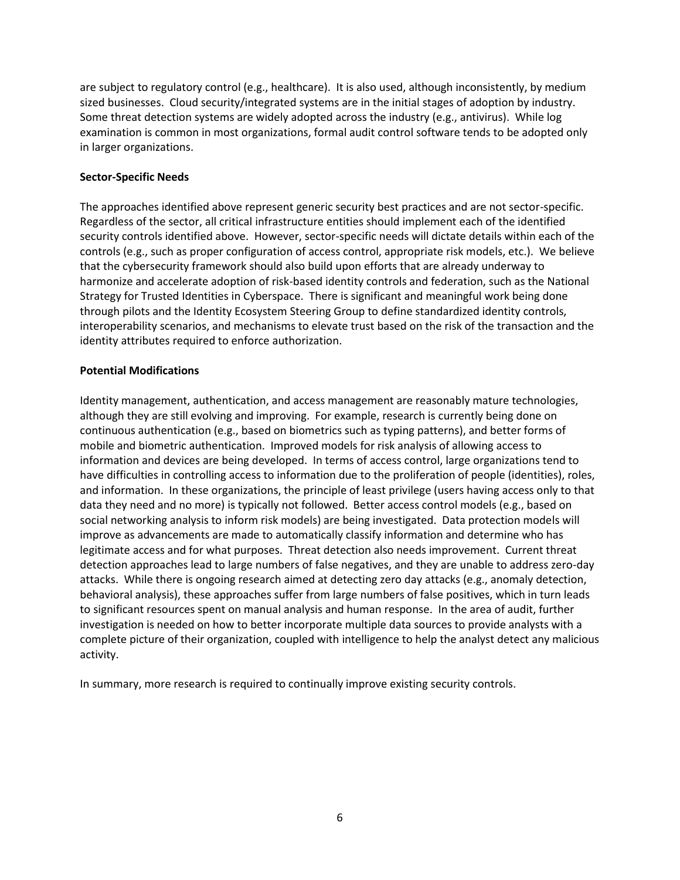are subject to regulatory control (e.g., healthcare). It is also used, although inconsistently, by medium sized businesses. Cloud security/integrated systems are in the initial stages of adoption by industry. Some threat detection systems are widely adopted across the industry (e.g., antivirus). While log examination is common in most organizations, formal audit control software tends to be adopted only in larger organizations.

**Sector-Specific Needs**

The approaches identified above represent generic security best practices and are not sector-specific. Regardless of the sector, all critical infrastructure entities should implement each of the identified security controls identified above. However, sector-specific needs will dictate details within each of the controls (e.g., such as proper configuration of access control, appropriate risk models, etc.). We believe that the cybersecurity framework should also build upon efforts that are already underway to harmonize and accelerate adoption of risk-based identity controls and federation, such as the National Strategy for Trusted Identities in Cyberspace. There is significant and meaningful work being done through pilots and the Identity Ecosystem Steering Group to define standardized identity controls, interoperability scenarios, and mechanisms to elevate trust based on the risk of the transaction and the identity attributes required to enforce authorization.

**Potential Modifications**

Identity management, authentication, and access management are reasonably mature technologies, although they are still evolving and improving. For example, research is currently being done on continuous authentication (e.g., based on biometrics such as typing patterns), and better forms of mobile and biometric authentication. Improved models for risk analysis of allowing access to information and devices are being developed. In terms of access control, large organizations tend to have difficulties in controlling access to information due to the proliferation of people (identities), roles, and information. In these organizations, the principle of least privilege (users having access only to that data they need and no more) is typically not followed. Better access control models (e.g., based on social networking analysis to inform risk models) are being investigated. Data protection models will improve as advancements are made to automatically classify information and determine who has legitimate access and for what purposes. Threat detection also needs improvement. Current threat detection approaches lead to large numbers of false negatives, and they are unable to address zero-day attacks. While there is ongoing research aimed at detecting zero day attacks (e.g., anomaly detection, behavioral analysis), these approaches suffer from large numbers of false positives, which in turn leads to significant resources spent on manual analysis and human response. In the area of audit, further investigation is needed on how to better incorporate multiple data sources to provide analysts with a complete picture of their organization, coupled with intelligence to help the analyst detect any malicious activity.

In summary, more research is required to continually improve existing security controls.